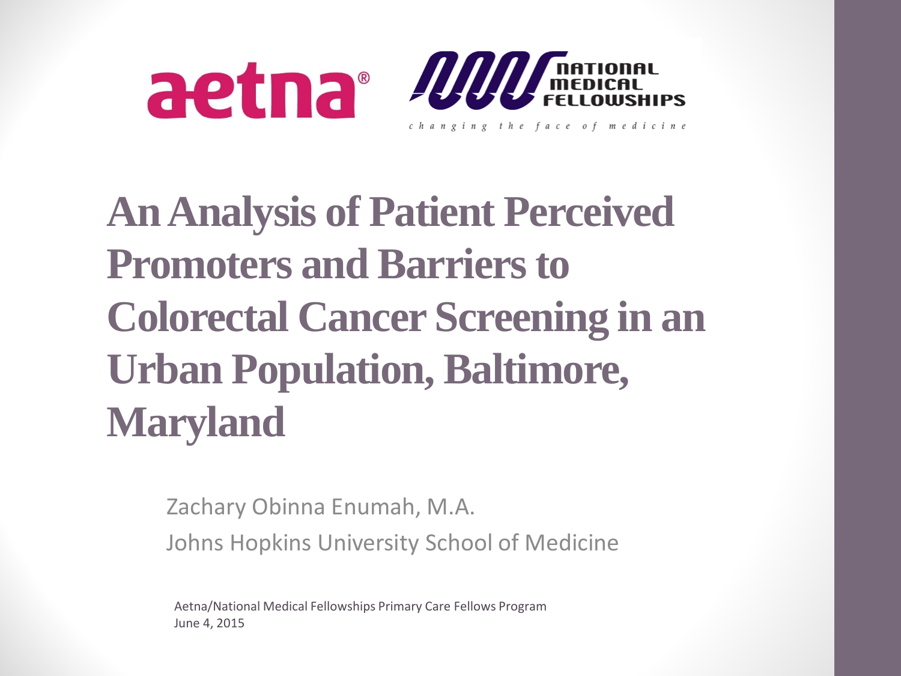aetna®

NATIONAL MEDICAL FELLOWSHIPS

*changing the face of medicine*

# An Analysis of Patient Perceived Promoters and Barriers to Colorectal Cancer Screening in an Urban Population, Baltimore, Maryland

Zachary Obinna Enumah, M.A.

Johns Hopkins University School of Medicine

Aetna/National Medical Fellowships Primary Care Fellows Program

June 4, 2015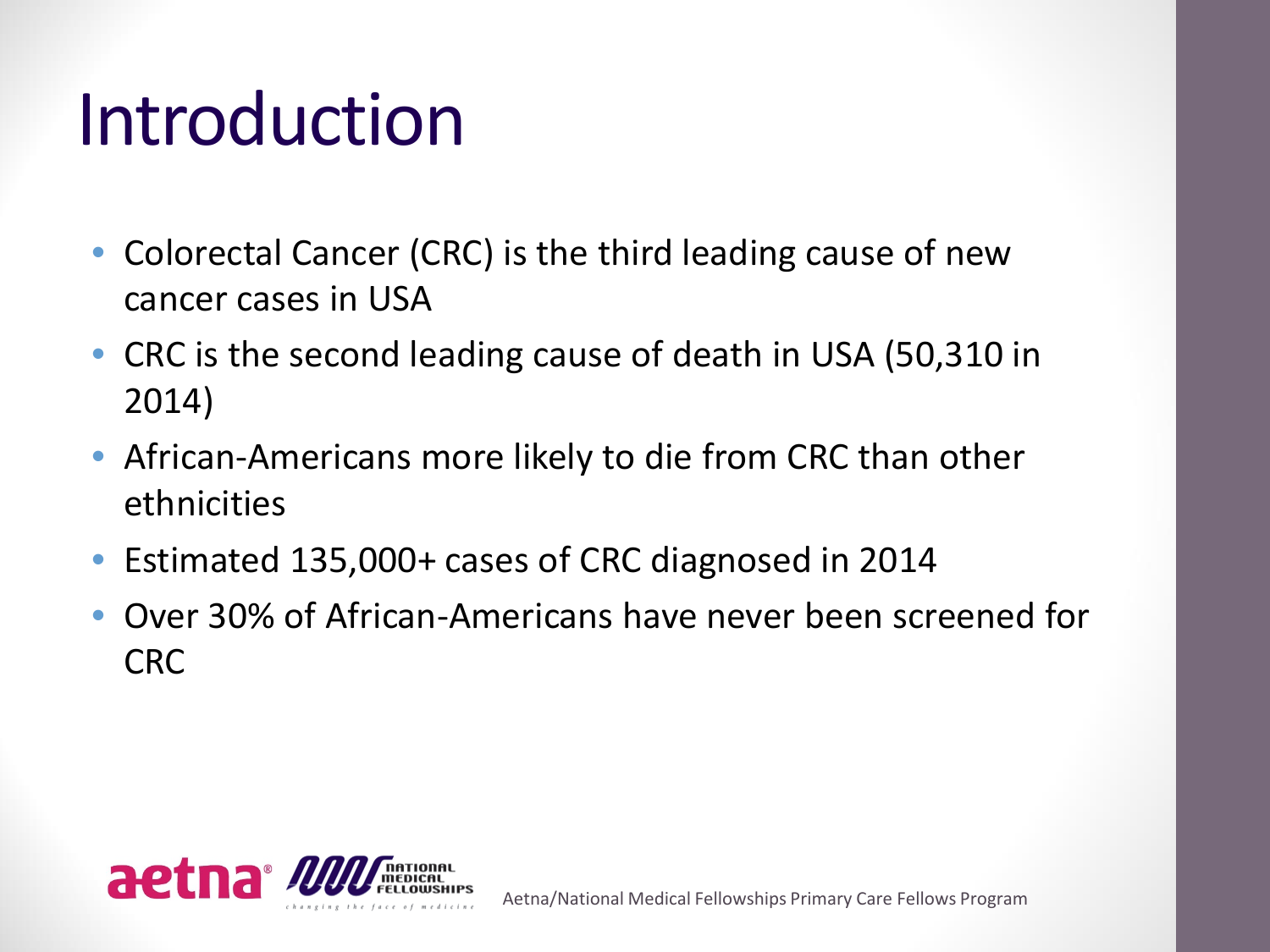# Introduction

- Colorectal Cancer (CRC) is the third leading cause of new cancer cases in USA
- CRC is the second leading cause of death in USA (50,310 in 2014)
- African-Americans more likely to die from CRC than other ethnicities
- Estimated 135,000+ cases of CRC diagnosed in 2014
- Over 30% of African-Americans have never been screened for CRC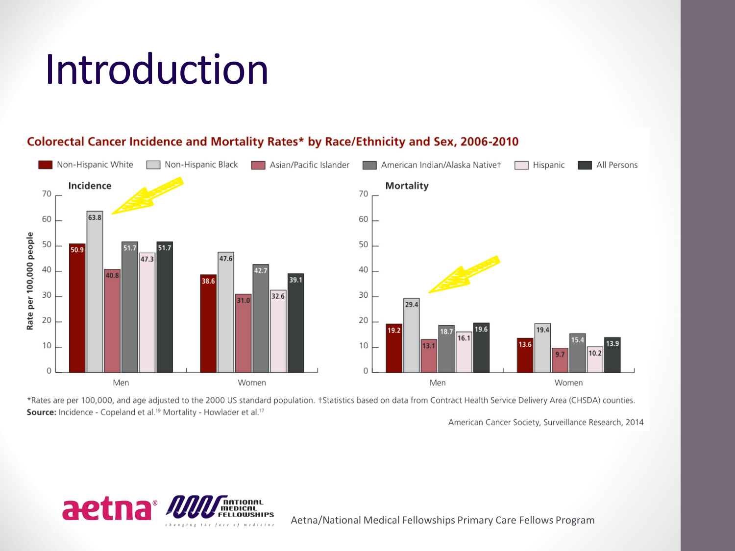# Introduction

**Colorectal Cancer Incidence and Mortality Rates* by Race/Ethnicity and Sex, 2006-2010**

Legend: Non-Hispanic White | Non-Hispanic Black | Asian/Pacific Islander | American Indian/Alaska Native† | Hispanic | All Persons

Rate per 100,000 people

**Incidence**

| | Non-Hispanic White | Non-Hispanic Black | Asian/Pacific Islander | American Indian/Alaska Native† | Hispanic | All Persons |
|---|---|---|---|---|---|---|
| Men | 50.9 | 63.8 | 40.8 | 51.7 | 47.3 | 51.7 |
| Women | 38.6 | 47.6 | 31.0 | 42.7 | 32.6 | 39.1 |

**Mortality**

| | Non-Hispanic White | Non-Hispanic Black | Asian/Pacific Islander | American Indian/Alaska Native† | Hispanic | All Persons |
|---|---|---|---|---|---|---|
| Men | 19.2 | 29.4 | 13.1 | 18.7 | 16.1 | 19.6 |
| Women | 13.6 | 19.4 | 9.7 | 15.4 | 10.2 | 13.9 |

*Rates are per 100,000, and age adjusted to the 2000 US standard population. †Statistics based on data from Contract Health Service Delivery Area (CHSDA) counties.
**Source:** Incidence - Copeland et al.[19] Mortality - Howlader et al.[17]

American Cancer Society, Surveillance Research, 2014

aetna® National Medical Fellowships — changing the face of medicine

Aetna/National Medical Fellowships Primary Care Fellows Program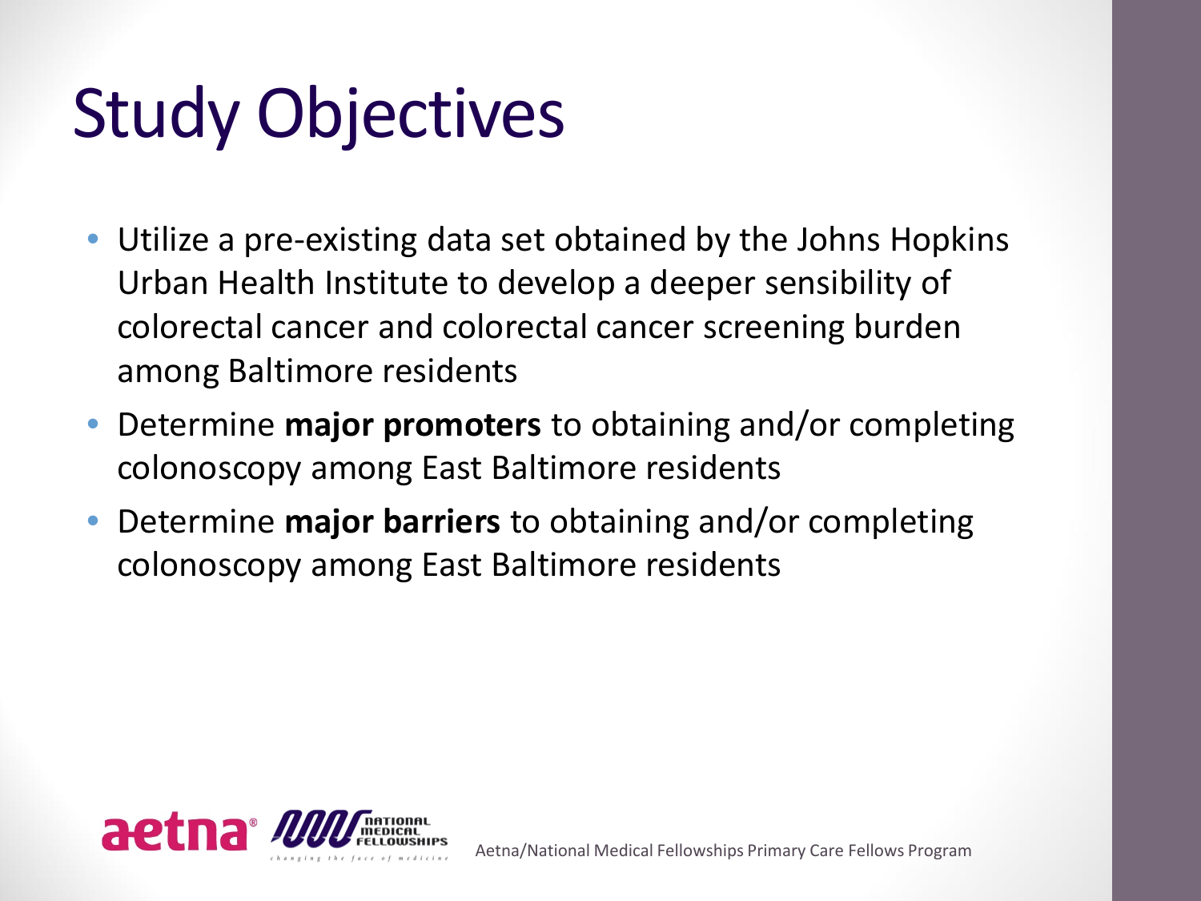# Study Objectives

- Utilize a pre-existing data set obtained by the Johns Hopkins Urban Health Institute to develop a deeper sensibility of colorectal cancer and colorectal cancer screening burden among Baltimore residents
- Determine **major promoters** to obtaining and/or completing colonoscopy among East Baltimore residents
- Determine **major barriers** to obtaining and/or completing colonoscopy among East Baltimore residents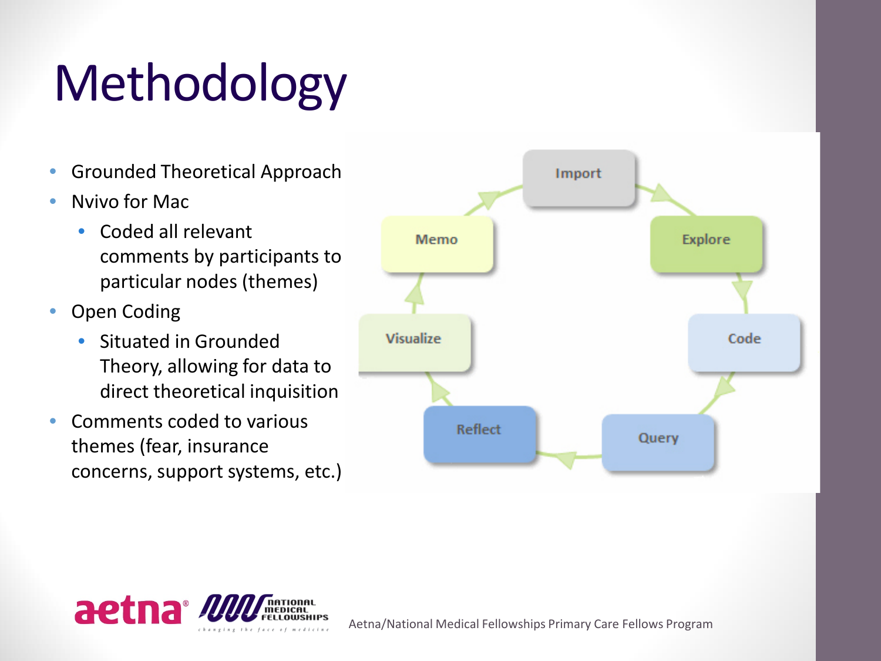# Methodology

- Grounded Theoretical Approach
- Nvivo for Mac
  - Coded all relevant comments by participants to particular nodes (themes)
- Open Coding
  - Situated in Grounded Theory, allowing for data to direct theoretical inquisition
- Comments coded to various themes (fear, insurance concerns, support systems, etc.)

Import → Explore → Code → Query → Reflect → Visualize → Memo → Import

Aetna/National Medical Fellowships Primary Care Fellows Program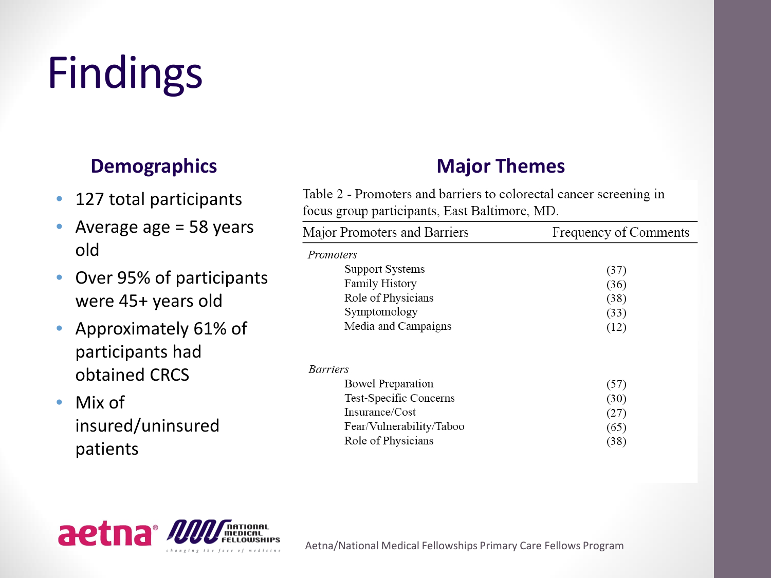# Findings

## Demographics

- 127 total participants
- Average age = 58 years old
- Over 95% of participants were 45+ years old
- Approximately 61% of participants had obtained CRCS
- Mix of insured/uninsured patients

## Major Themes

Table 2 - Promoters and barriers to colorectal cancer screening in focus group participants, East Baltimore, MD.

| Major Promoters and Barriers | Frequency of Comments |
|---|---|
| *Promoters* | |
| Support Systems | (37) |
| Family History | (36) |
| Role of Physicians | (38) |
| Symptomology | (33) |
| Media and Campaigns | (12) |
| *Barriers* | |
| Bowel Preparation | (57) |
| Test-Specific Concerns | (30) |
| Insurance/Cost | (27) |
| Fear/Vulnerability/Taboo | (65) |
| Role of Physicians | (38) |

Aetna/National Medical Fellowships Primary Care Fellows Program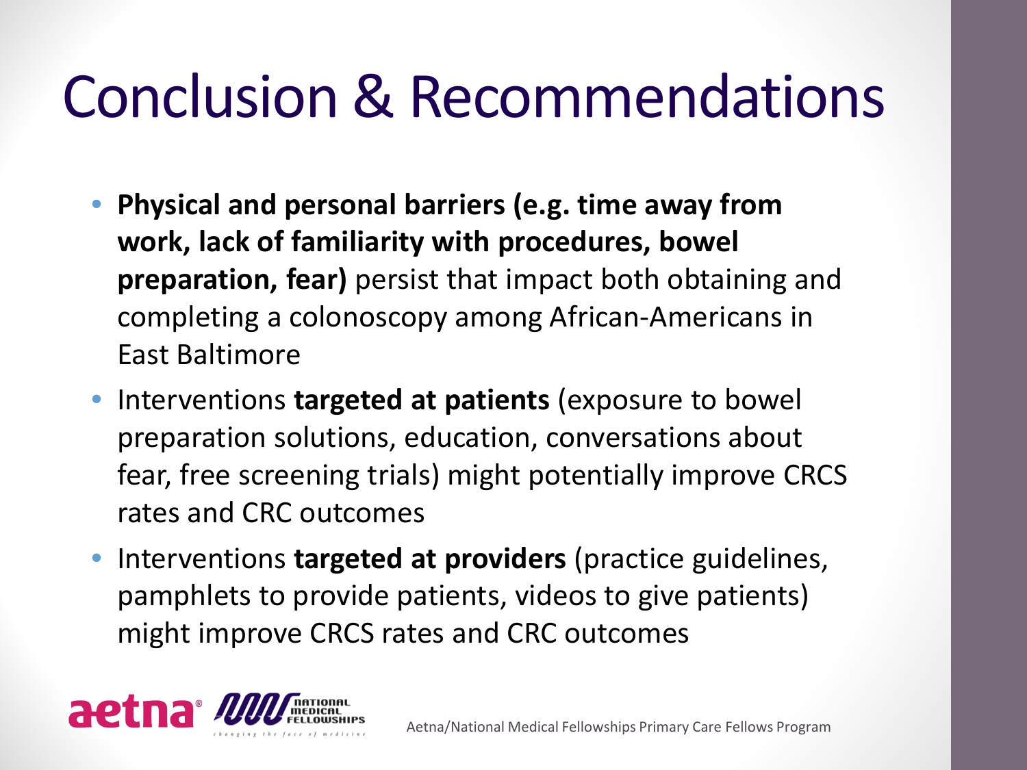# Conclusion & Recommendations

- **Physical and personal barriers (e.g. time away from work, lack of familiarity with procedures, bowel preparation, fear)** persist that impact both obtaining and completing a colonoscopy among African-Americans in East Baltimore
- Interventions **targeted at patients** (exposure to bowel preparation solutions, education, conversations about fear, free screening trials) might potentially improve CRCS rates and CRC outcomes
- Interventions **targeted at providers** (practice guidelines, pamphlets to provide patients, videos to give patients) might improve CRCS rates and CRC outcomes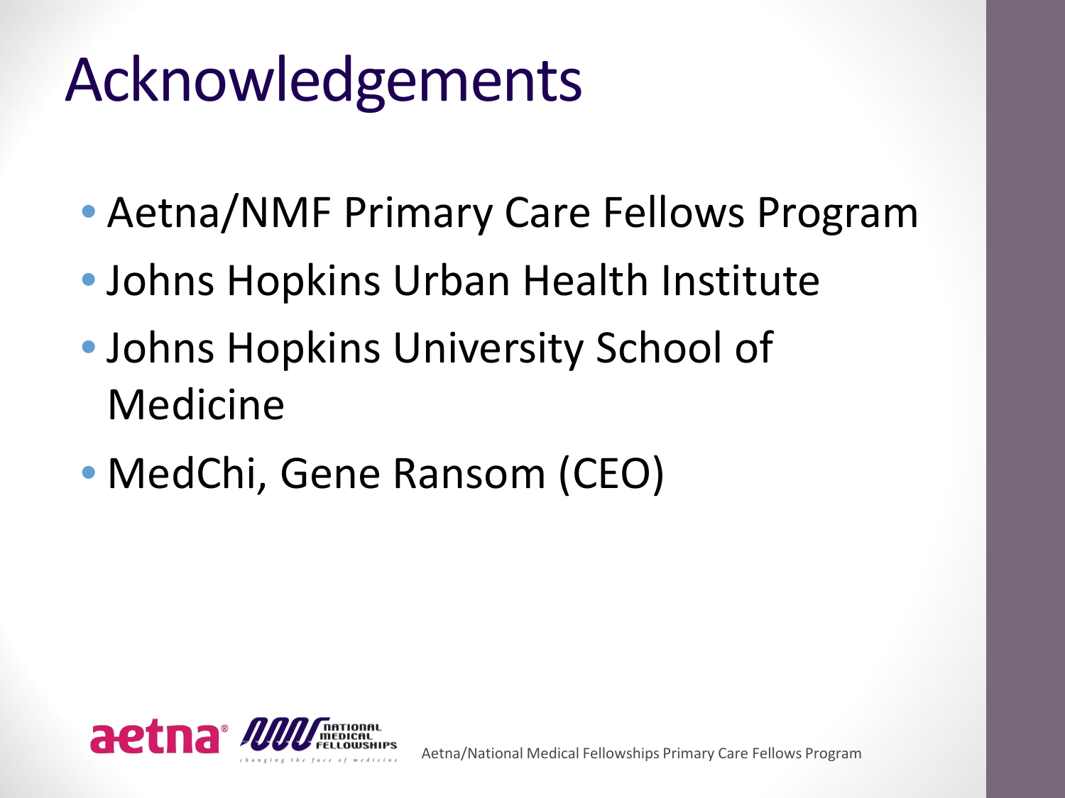# Acknowledgements

- Aetna/NMF Primary Care Fellows Program
- Johns Hopkins Urban Health Institute
- Johns Hopkins University School of Medicine
- MedChi, Gene Ransom (CEO)

Aetna/National Medical Fellowships Primary Care Fellows Program